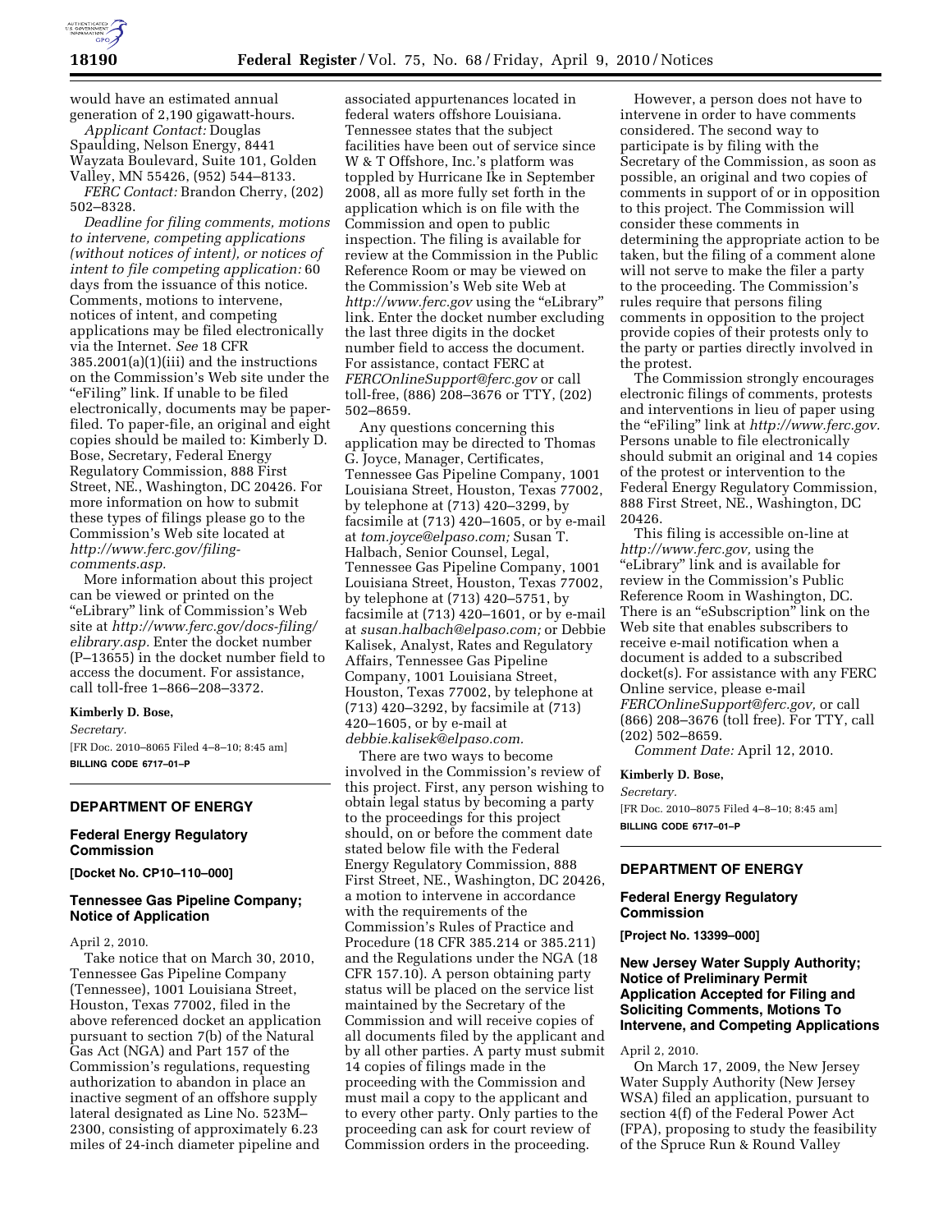would have an estimated annual generation of 2,190 gigawatt-hours.

*Applicant Contact:* Douglas Spaulding, Nelson Energy, 8441 Wayzata Boulevard, Suite 101, Golden Valley, MN 55426, (952) 544–8133.

*FERC Contact:* Brandon Cherry, (202) 502–8328.

*Deadline for filing comments, motions to intervene, competing applications (without notices of intent), or notices of intent to file competing application:* 60 days from the issuance of this notice. Comments, motions to intervene, notices of intent, and competing applications may be filed electronically via the Internet. *See* 18 CFR 385.2001(a)(1)(iii) and the instructions on the Commission's Web site under the "eFiling" link. If unable to be filed electronically, documents may be paper-filed. To paper-file, an original and eight copies should be mailed to: Kimberly D. Bose, Secretary, Federal Energy Regulatory Commission, 888 First Street, NE., Washington, DC 20426. For more information on how to submit these types of filings please go to the Commission's Web site located at *http://www.ferc.gov/filing-comments.asp.*

More information about this project can be viewed or printed on the "eLibrary" link of Commission's Web site at *http://www.ferc.gov/docs-filing/elibrary.asp.* Enter the docket number (P–13655) in the docket number field to access the document. For assistance, call toll-free 1–866–208–3372.

**Kimberly D. Bose,**

*Secretary.*

[FR Doc. 2010–8065 Filed 4–8–10; 8:45 am]

**BILLING CODE 6717–01–P**

## DEPARTMENT OF ENERGY

### Federal Energy Regulatory Commission

**[Docket No. CP10–110–000]**

### Tennessee Gas Pipeline Company; Notice of Application

April 2, 2010.

Take notice that on March 30, 2010, Tennessee Gas Pipeline Company (Tennessee), 1001 Louisiana Street, Houston, Texas 77002, filed in the above referenced docket an application pursuant to section 7(b) of the Natural Gas Act (NGA) and Part 157 of the Commission's regulations, requesting authorization to abandon in place an inactive segment of an offshore supply lateral designated as Line No. 523M–2300, consisting of approximately 6.23 miles of 24-inch diameter pipeline and associated appurtenances located in federal waters offshore Louisiana. Tennessee states that the subject facilities have been out of service since W & T Offshore, Inc.'s platform was toppled by Hurricane Ike in September 2008, all as more fully set forth in the application which is on file with the Commission and open to public inspection. The filing is available for review at the Commission in the Public Reference Room or may be viewed on the Commission's Web site Web at *http://www.ferc.gov* using the "eLibrary" link. Enter the docket number excluding the last three digits in the docket number field to access the document. For assistance, contact FERC at *FERCOnlineSupport@ferc.gov* or call toll-free, (886) 208–3676 or TTY, (202) 502–8659.

Any questions concerning this application may be directed to Thomas G. Joyce, Manager, Certificates, Tennessee Gas Pipeline Company, 1001 Louisiana Street, Houston, Texas 77002, by telephone at (713) 420–3299, by facsimile at (713) 420–1605, or by e-mail at *tom.joyce@elpaso.com;* Susan T. Halbach, Senior Counsel, Legal, Tennessee Gas Pipeline Company, 1001 Louisiana Street, Houston, Texas 77002, by telephone at (713) 420–5751, by facsimile at (713) 420–1601, or by e-mail at *susan.halbach@elpaso.com;* or Debbie Kalisek, Analyst, Rates and Regulatory Affairs, Tennessee Gas Pipeline Company, 1001 Louisiana Street, Houston, Texas 77002, by telephone at (713) 420–3292, by facsimile at (713) 420–1605, or by e-mail at *debbie.kalisek@elpaso.com.*

There are two ways to become involved in the Commission's review of this project. First, any person wishing to obtain legal status by becoming a party to the proceedings for this project should, on or before the comment date stated below file with the Federal Energy Regulatory Commission, 888 First Street, NE., Washington, DC 20426, a motion to intervene in accordance with the requirements of the Commission's Rules of Practice and Procedure (18 CFR 385.214 or 385.211) and the Regulations under the NGA (18 CFR 157.10). A person obtaining party status will be placed on the service list maintained by the Secretary of the Commission and will receive copies of all documents filed by the applicant and by all other parties. A party must submit 14 copies of filings made in the proceeding with the Commission and must mail a copy to the applicant and to every other party. Only parties to the proceeding can ask for court review of Commission orders in the proceeding.

However, a person does not have to intervene in order to have comments considered. The second way to participate is by filing with the Secretary of the Commission, as soon as possible, an original and two copies of comments in support of or in opposition to this project. The Commission will consider these comments in determining the appropriate action to be taken, but the filing of a comment alone will not serve to make the filer a party to the proceeding. The Commission's rules require that persons filing comments in opposition to the project provide copies of their protests only to the party or parties directly involved in the protest.

The Commission strongly encourages electronic filings of comments, protests and interventions in lieu of paper using the "eFiling" link at *http://www.ferc.gov.* Persons unable to file electronically should submit an original and 14 copies of the protest or intervention to the Federal Energy Regulatory Commission, 888 First Street, NE., Washington, DC 20426.

This filing is accessible on-line at *http://www.ferc.gov,* using the "eLibrary" link and is available for review in the Commission's Public Reference Room in Washington, DC. There is an "eSubscription" link on the Web site that enables subscribers to receive e-mail notification when a document is added to a subscribed docket(s). For assistance with any FERC Online service, please e-mail *FERCOnlineSupport@ferc.gov,* or call (866) 208–3676 (toll free). For TTY, call (202) 502–8659.

*Comment Date:* April 12, 2010.

**Kimberly D. Bose,**

*Secretary.*

[FR Doc. 2010–8075 Filed 4–8–10; 8:45 am]

**BILLING CODE 6717–01–P**

## DEPARTMENT OF ENERGY

### Federal Energy Regulatory Commission

**[Project No. 13399–000]**

### New Jersey Water Supply Authority; Notice of Preliminary Permit Application Accepted for Filing and Soliciting Comments, Motions To Intervene, and Competing Applications

April 2, 2010.

On March 17, 2009, the New Jersey Water Supply Authority (New Jersey WSA) filed an application, pursuant to section 4(f) of the Federal Power Act (FPA), proposing to study the feasibility of the Spruce Run & Round Valley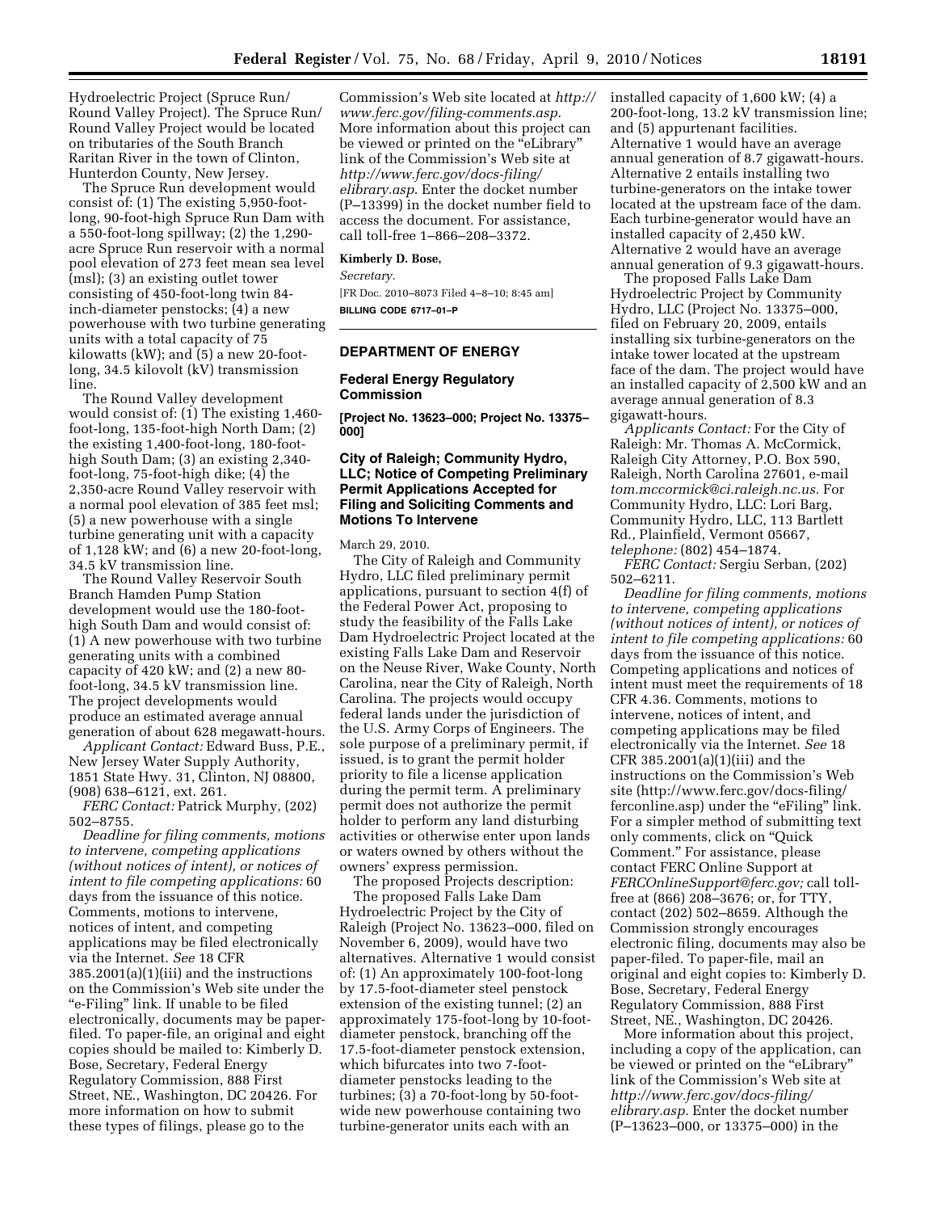Hydroelectric Project (Spruce Run/Round Valley Project). The Spruce Run/Round Valley Project would be located on tributaries of the South Branch Raritan River in the town of Clinton, Hunterdon County, New Jersey.

The Spruce Run development would consist of: (1) The existing 5,950-foot-long, 90-foot-high Spruce Run Dam with a 550-foot-long spillway; (2) the 1,290-acre Spruce Run reservoir with a normal pool elevation of 273 feet mean sea level (msl); (3) an existing outlet tower consisting of 450-foot-long twin 84-inch-diameter penstocks; (4) a new powerhouse with two turbine generating units with a total capacity of 75 kilowatts (kW); and (5) a new 20-foot-long, 34.5 kilovolt (kV) transmission line.

The Round Valley development would consist of: (1) The existing 1,460-foot-long, 135-foot-high North Dam; (2) the existing 1,400-foot-long, 180-foot-high South Dam; (3) an existing 2,340-foot-long, 75-foot-high dike; (4) the 2,350-acre Round Valley reservoir with a normal pool elevation of 385 feet msl; (5) a new powerhouse with a single turbine generating unit with a capacity of 1,128 kW; and (6) a new 20-foot-long, 34.5 kV transmission line.

The Round Valley Reservoir South Branch Hamden Pump Station development would use the 180-foot-high South Dam and would consist of: (1) A new powerhouse with two turbine generating units with a combined capacity of 420 kW; and (2) a new 80-foot-long, 34.5 kV transmission line. The project developments would produce an estimated average annual generation of about 628 megawatt-hours.

*Applicant Contact:* Edward Buss, P.E., New Jersey Water Supply Authority, 1851 State Hwy. 31, Clinton, NJ 08800, (908) 638–6121, ext. 261.

*FERC Contact:* Patrick Murphy, (202) 502–8755.

*Deadline for filing comments, motions to intervene, competing applications (without notices of intent), or notices of intent to file competing applications:* 60 days from the issuance of this notice. Comments, motions to intervene, notices of intent, and competing applications may be filed electronically via the Internet. *See* 18 CFR 385.2001(a)(1)(iii) and the instructions on the Commission's Web site under the "e-Filing" link. If unable to be filed electronically, documents may be paper-filed. To paper-file, an original and eight copies should be mailed to: Kimberly D. Bose, Secretary, Federal Energy Regulatory Commission, 888 First Street, NE., Washington, DC 20426. For more information on how to submit these types of filings, please go to the Commission's Web site located at *http://www.ferc.gov/filing-comments.asp.* More information about this project can be viewed or printed on the "eLibrary" link of the Commission's Web site at *http://www.ferc.gov/docs-filing/elibrary.asp.* Enter the docket number (P–13399) in the docket number field to access the document. For assistance, call toll-free 1–866–208–3372.

**Kimberly D. Bose,**

*Secretary.*

[FR Doc. 2010–8073 Filed 4–8–10; 8:45 am]

**BILLING CODE 6717–01–P**

## DEPARTMENT OF ENERGY

### Federal Energy Regulatory Commission

**[Project No. 13623–000; Project No. 13375–000]**

### City of Raleigh; Community Hydro, LLC; Notice of Competing Preliminary Permit Applications Accepted for Filing and Soliciting Comments and Motions To Intervene

March 29, 2010.

The City of Raleigh and Community Hydro, LLC filed preliminary permit applications, pursuant to section 4(f) of the Federal Power Act, proposing to study the feasibility of the Falls Lake Dam Hydroelectric Project located at the existing Falls Lake Dam and Reservoir on the Neuse River, Wake County, North Carolina, near the City of Raleigh, North Carolina. The projects would occupy federal lands under the jurisdiction of the U.S. Army Corps of Engineers. The sole purpose of a preliminary permit, if issued, is to grant the permit holder priority to file a license application during the permit term. A preliminary permit does not authorize the permit holder to perform any land disturbing activities or otherwise enter upon lands or waters owned by others without the owners' express permission.

The proposed Projects description:

The proposed Falls Lake Dam Hydroelectric Project by the City of Raleigh (Project No. 13623–000, filed on November 6, 2009), would have two alternatives. Alternative 1 would consist of: (1) An approximately 100-foot-long by 17.5-foot-diameter steel penstock extension of the existing tunnel; (2) an approximately 175-foot-long by 10-foot-diameter penstock, branching off the 17.5-foot-diameter penstock extension, which bifurcates into two 7-foot-diameter penstocks leading to the turbines; (3) a 70-foot-long by 50-foot-wide new powerhouse containing two turbine-generator units each with an installed capacity of 1,600 kW; (4) a 200-foot-long, 13.2 kV transmission line; and (5) appurtenant facilities. Alternative 1 would have an average annual generation of 8.7 gigawatt-hours. Alternative 2 entails installing two turbine-generators on the intake tower located at the upstream face of the dam. Each turbine-generator would have an installed capacity of 2,450 kW. Alternative 2 would have an average annual generation of 9.3 gigawatt-hours.

The proposed Falls Lake Dam Hydroelectric Project by Community Hydro, LLC (Project No. 13375–000, filed on February 20, 2009, entails installing six turbine-generators on the intake tower located at the upstream face of the dam. The project would have an installed capacity of 2,500 kW and an average annual generation of 8.3 gigawatt-hours.

*Applicants Contact:* For the City of Raleigh: Mr. Thomas A. McCormick, Raleigh City Attorney, P.O. Box 590, Raleigh, North Carolina 27601, e-mail *tom.mccormick@ci.raleigh.nc.us.* For Community Hydro, LLC: Lori Barg, Community Hydro, LLC, 113 Bartlett Rd., Plainfield, Vermont 05667, *telephone:* (802) 454–1874.

*FERC Contact:* Sergiu Serban, (202) 502–6211.

*Deadline for filing comments, motions to intervene, competing applications (without notices of intent), or notices of intent to file competing applications:* 60 days from the issuance of this notice. Competing applications and notices of intent must meet the requirements of 18 CFR 4.36. Comments, motions to intervene, notices of intent, and competing applications may be filed electronically via the Internet. *See* 18 CFR 385.2001(a)(1)(iii) and the instructions on the Commission's Web site (http://www.ferc.gov/docs-filing/ferconline.asp) under the "eFiling" link. For a simpler method of submitting text only comments, click on "Quick Comment." For assistance, please contact FERC Online Support at *FERCOnlineSupport@ferc.gov;* call toll-free at (866) 208–3676; or, for TTY, contact (202) 502–8659. Although the Commission strongly encourages electronic filing, documents may also be paper-filed. To paper-file, mail an original and eight copies to: Kimberly D. Bose, Secretary, Federal Energy Regulatory Commission, 888 First Street, NE., Washington, DC 20426.

More information about this project, including a copy of the application, can be viewed or printed on the "eLibrary" link of the Commission's Web site at *http://www.ferc.gov/docs-filing/elibrary.asp.* Enter the docket number (P–13623–000, or 13375–000) in the